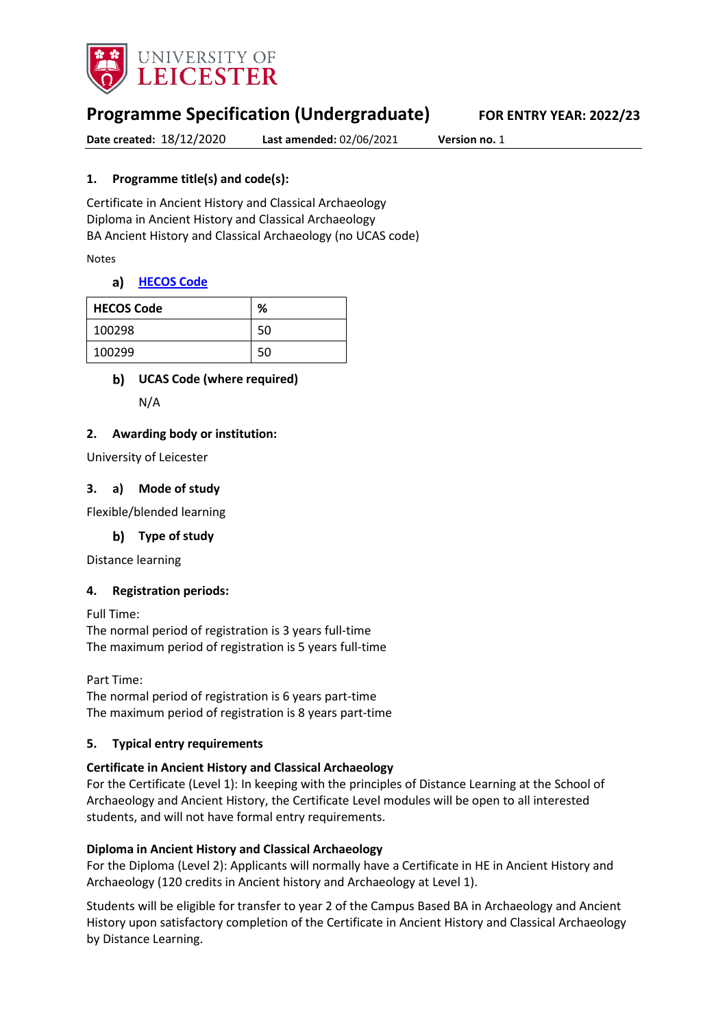UNIVERSITY OF LEICESTER

# Programme Specification (Undergraduate)

**FOR ENTRY YEAR: 2022/23**

**Date created:** 18/12/2020 **Last amended:** 02/06/2021 **Version no.** 1

## 1. Programme title(s) and code(s):

Certificate in Ancient History and Classical Archaeology
Diploma in Ancient History and Classical Archaeology
BA Ancient History and Classical Archaeology (no UCAS code)

Notes

### a) HECOS Code

| HECOS Code | % |
|---|---|
| 100298 | 50 |
| 100299 | 50 |

### b) UCAS Code (where required)

N/A

## 2. Awarding body or institution:

University of Leicester

## 3. a) Mode of study

Flexible/blended learning

### b) Type of study

Distance learning

## 4. Registration periods:

Full Time:
The normal period of registration is 3 years full-time
The maximum period of registration is 5 years full-time

Part Time:
The normal period of registration is 6 years part-time
The maximum period of registration is 8 years part-time

## 5. Typical entry requirements

**Certificate in Ancient History and Classical Archaeology**
For the Certificate (Level 1): In keeping with the principles of Distance Learning at the School of Archaeology and Ancient History, the Certificate Level modules will be open to all interested students, and will not have formal entry requirements.

**Diploma in Ancient History and Classical Archaeology**
For the Diploma (Level 2): Applicants will normally have a Certificate in HE in Ancient History and Archaeology (120 credits in Ancient history and Archaeology at Level 1).

Students will be eligible for transfer to year 2 of the Campus Based BA in Archaeology and Ancient History upon satisfactory completion of the Certificate in Ancient History and Classical Archaeology by Distance Learning.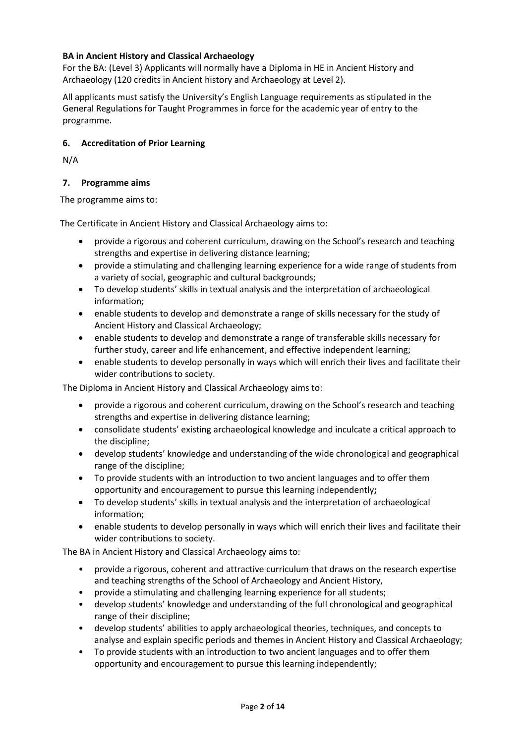**BA in Ancient History and Classical Archaeology**

For the BA: (Level 3) Applicants will normally have a Diploma in HE in Ancient History and Archaeology (120 credits in Ancient history and Archaeology at Level 2).

All applicants must satisfy the University's English Language requirements as stipulated in the General Regulations for Taught Programmes in force for the academic year of entry to the programme.

### 6. Accreditation of Prior Learning

N/A

### 7. Programme aims

The programme aims to:

The Certificate in Ancient History and Classical Archaeology aims to:

- provide a rigorous and coherent curriculum, drawing on the School's research and teaching strengths and expertise in delivering distance learning;
- provide a stimulating and challenging learning experience for a wide range of students from a variety of social, geographic and cultural backgrounds;
- To develop students' skills in textual analysis and the interpretation of archaeological information;
- enable students to develop and demonstrate a range of skills necessary for the study of Ancient History and Classical Archaeology;
- enable students to develop and demonstrate a range of transferable skills necessary for further study, career and life enhancement, and effective independent learning;
- enable students to develop personally in ways which will enrich their lives and facilitate their wider contributions to society.

The Diploma in Ancient History and Classical Archaeology aims to:

- provide a rigorous and coherent curriculum, drawing on the School's research and teaching strengths and expertise in delivering distance learning;
- consolidate students' existing archaeological knowledge and inculcate a critical approach to the discipline;
- develop students' knowledge and understanding of the wide chronological and geographical range of the discipline;
- To provide students with an introduction to two ancient languages and to offer them opportunity and encouragement to pursue this learning independently**;**
- To develop students' skills in textual analysis and the interpretation of archaeological information;
- enable students to develop personally in ways which will enrich their lives and facilitate their wider contributions to society.

The BA in Ancient History and Classical Archaeology aims to:

- provide a rigorous, coherent and attractive curriculum that draws on the research expertise and teaching strengths of the School of Archaeology and Ancient History,
- provide a stimulating and challenging learning experience for all students;
- develop students' knowledge and understanding of the full chronological and geographical range of their discipline;
- develop students' abilities to apply archaeological theories, techniques, and concepts to analyse and explain specific periods and themes in Ancient History and Classical Archaeology;
- To provide students with an introduction to two ancient languages and to offer them opportunity and encouragement to pursue this learning independently;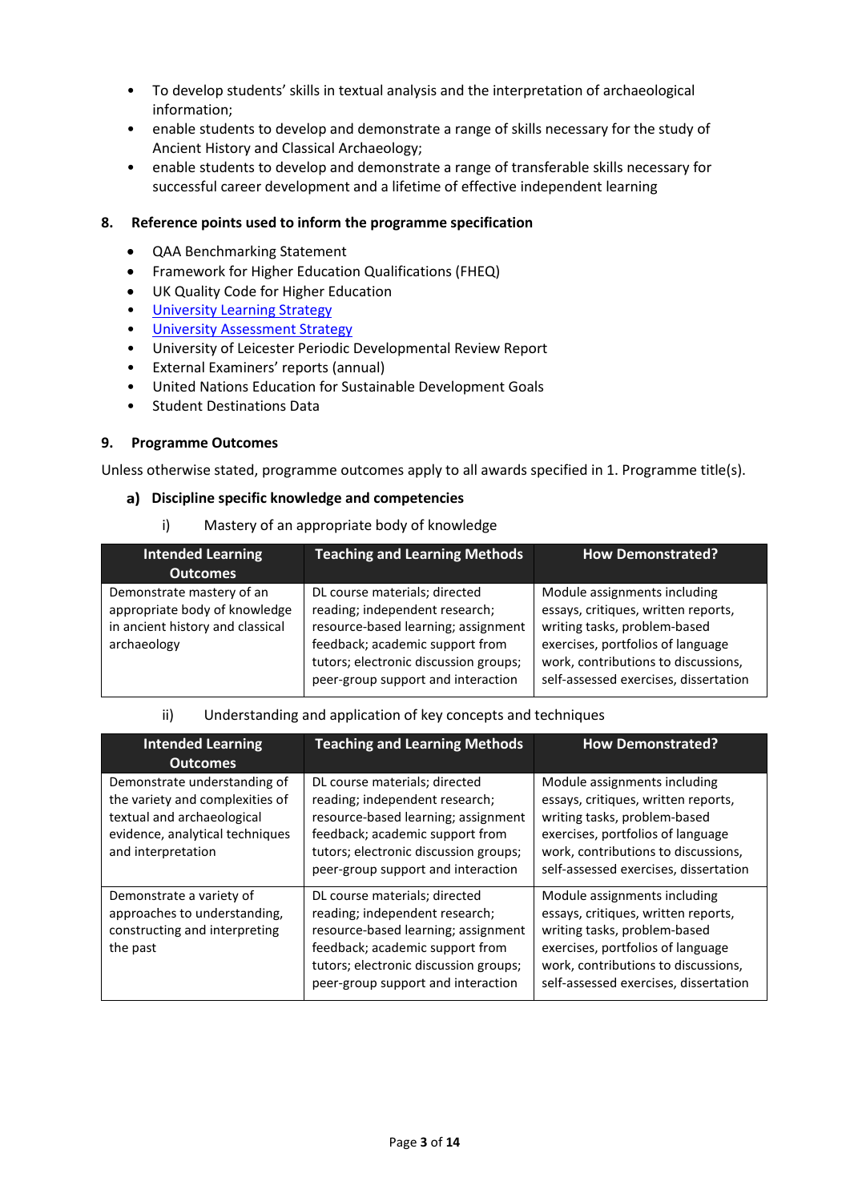- To develop students' skills in textual analysis and the interpretation of archaeological information;
- enable students to develop and demonstrate a range of skills necessary for the study of Ancient History and Classical Archaeology;
- enable students to develop and demonstrate a range of transferable skills necessary for successful career development and a lifetime of effective independent learning

## 8. Reference points used to inform the programme specification

- QAA Benchmarking Statement
- Framework for Higher Education Qualifications (FHEQ)
- UK Quality Code for Higher Education
- University Learning Strategy
- University Assessment Strategy
- University of Leicester Periodic Developmental Review Report
- External Examiners' reports (annual)
- United Nations Education for Sustainable Development Goals
- Student Destinations Data

## 9. Programme Outcomes

Unless otherwise stated, programme outcomes apply to all awards specified in 1. Programme title(s).

### a) Discipline specific knowledge and competencies

i) Mastery of an appropriate body of knowledge

| Intended Learning Outcomes | Teaching and Learning Methods | How Demonstrated? |
|---|---|---|
| Demonstrate mastery of an appropriate body of knowledge in ancient history and classical archaeology | DL course materials; directed reading; independent research; resource-based learning; assignment feedback; academic support from tutors; electronic discussion groups; peer-group support and interaction | Module assignments including essays, critiques, written reports, writing tasks, problem-based exercises, portfolios of language work, contributions to discussions, self-assessed exercises, dissertation |

ii) Understanding and application of key concepts and techniques

| Intended Learning Outcomes | Teaching and Learning Methods | How Demonstrated? |
|---|---|---|
| Demonstrate understanding of the variety and complexities of textual and archaeological evidence, analytical techniques and interpretation | DL course materials; directed reading; independent research; resource-based learning; assignment feedback; academic support from tutors; electronic discussion groups; peer-group support and interaction | Module assignments including essays, critiques, written reports, writing tasks, problem-based exercises, portfolios of language work, contributions to discussions, self-assessed exercises, dissertation |
| Demonstrate a variety of approaches to understanding, constructing and interpreting the past | DL course materials; directed reading; independent research; resource-based learning; assignment feedback; academic support from tutors; electronic discussion groups; peer-group support and interaction | Module assignments including essays, critiques, written reports, writing tasks, problem-based exercises, portfolios of language work, contributions to discussions, self-assessed exercises, dissertation |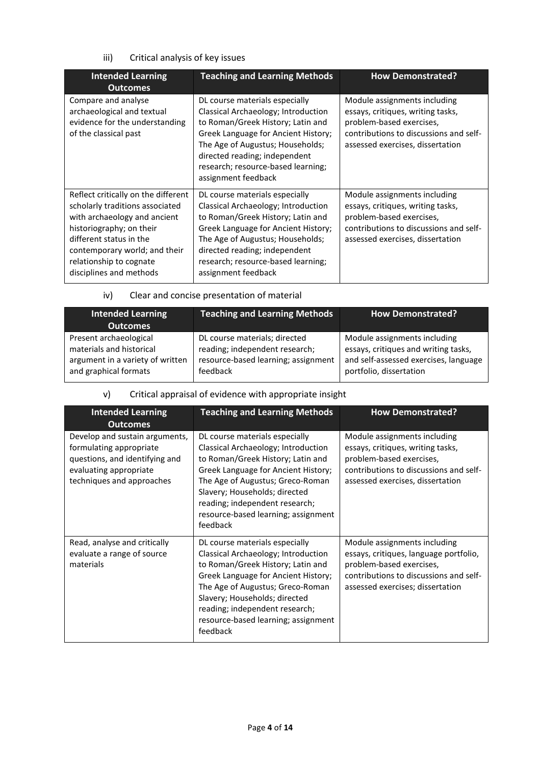iii) Critical analysis of key issues

| Intended Learning Outcomes | Teaching and Learning Methods | How Demonstrated? |
|---|---|---|
| Compare and analyse archaeological and textual evidence for the understanding of the classical past | DL course materials especially Classical Archaeology; Introduction to Roman/Greek History; Latin and Greek Language for Ancient History; The Age of Augustus; Households; directed reading; independent research; resource-based learning; assignment feedback | Module assignments including essays, critiques, writing tasks, problem-based exercises, contributions to discussions and self-assessed exercises, dissertation |
| Reflect critically on the different scholarly traditions associated with archaeology and ancient historiography; on their different status in the contemporary world; and their relationship to cognate disciplines and methods | DL course materials especially Classical Archaeology; Introduction to Roman/Greek History; Latin and Greek Language for Ancient History; The Age of Augustus; Households; directed reading; independent research; resource-based learning; assignment feedback | Module assignments including essays, critiques, writing tasks, problem-based exercises, contributions to discussions and self-assessed exercises, dissertation |

iv) Clear and concise presentation of material

| Intended Learning Outcomes | Teaching and Learning Methods | How Demonstrated? |
|---|---|---|
| Present archaeological materials and historical argument in a variety of written and graphical formats | DL course materials; directed reading; independent research; resource-based learning; assignment feedback | Module assignments including essays, critiques and writing tasks, and self-assessed exercises, language portfolio, dissertation |

v) Critical appraisal of evidence with appropriate insight

| Intended Learning Outcomes | Teaching and Learning Methods | How Demonstrated? |
|---|---|---|
| Develop and sustain arguments, formulating appropriate questions, and identifying and evaluating appropriate techniques and approaches | DL course materials especially Classical Archaeology; Introduction to Roman/Greek History; Latin and Greek Language for Ancient History; The Age of Augustus; Greco-Roman Slavery; Households; directed reading; independent research; resource-based learning; assignment feedback | Module assignments including essays, critiques, writing tasks, problem-based exercises, contributions to discussions and self-assessed exercises, dissertation |
| Read, analyse and critically evaluate a range of source materials | DL course materials especially Classical Archaeology; Introduction to Roman/Greek History; Latin and Greek Language for Ancient History; The Age of Augustus; Greco-Roman Slavery; Households; directed reading; independent research; resource-based learning; assignment feedback | Module assignments including essays, critiques, language portfolio, problem-based exercises, contributions to discussions and self-assessed exercises; dissertation |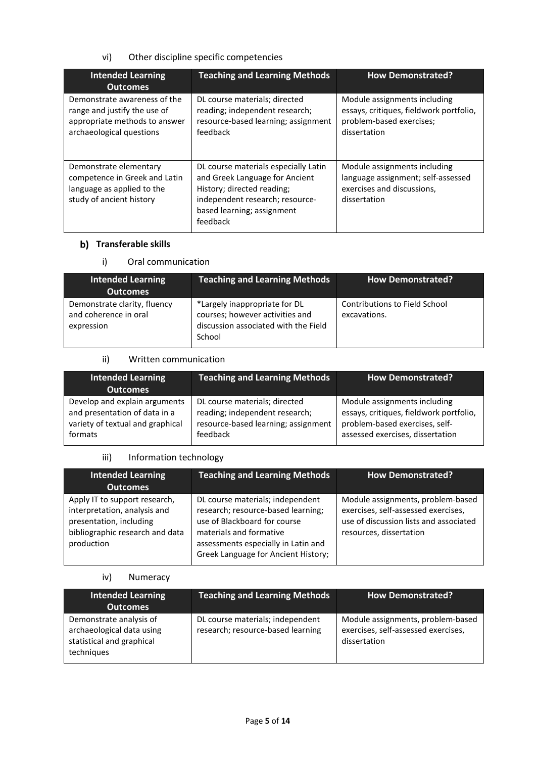vi) Other discipline specific competencies

| Intended Learning Outcomes | Teaching and Learning Methods | How Demonstrated? |
|---|---|---|
| Demonstrate awareness of the range and justify the use of appropriate methods to answer archaeological questions | DL course materials; directed reading; independent research; resource-based learning; assignment feedback | Module assignments including essays, critiques, fieldwork portfolio, problem-based exercises; dissertation |
| Demonstrate elementary competence in Greek and Latin language as applied to the study of ancient history | DL course materials especially Latin and Greek Language for Ancient History; directed reading; independent research; resource-based learning; assignment feedback | Module assignments including language assignment; self-assessed exercises and discussions, dissertation |

## b) Transferable skills

i) Oral communication

| Intended Learning Outcomes | Teaching and Learning Methods | How Demonstrated? |
|---|---|---|
| Demonstrate clarity, fluency and coherence in oral expression | *Largely inappropriate for DL courses; however activities and discussion associated with the Field School | Contributions to Field School excavations. |

ii) Written communication

| Intended Learning Outcomes | Teaching and Learning Methods | How Demonstrated? |
|---|---|---|
| Develop and explain arguments and presentation of data in a variety of textual and graphical formats | DL course materials; directed reading; independent research; resource-based learning; assignment feedback | Module assignments including essays, critiques, fieldwork portfolio, problem-based exercises, self-assessed exercises, dissertation |

iii) Information technology

| Intended Learning Outcomes | Teaching and Learning Methods | How Demonstrated? |
|---|---|---|
| Apply IT to support research, interpretation, analysis and presentation, including bibliographic research and data production | DL course materials; independent research; resource-based learning; use of Blackboard for course materials and formative assessments especially in Latin and Greek Language for Ancient History; | Module assignments, problem-based exercises, self-assessed exercises, use of discussion lists and associated resources, dissertation |

iv) Numeracy

| Intended Learning Outcomes | Teaching and Learning Methods | How Demonstrated? |
|---|---|---|
| Demonstrate analysis of archaeological data using statistical and graphical techniques | DL course materials; independent research; resource-based learning | Module assignments, problem-based exercises, self-assessed exercises, dissertation |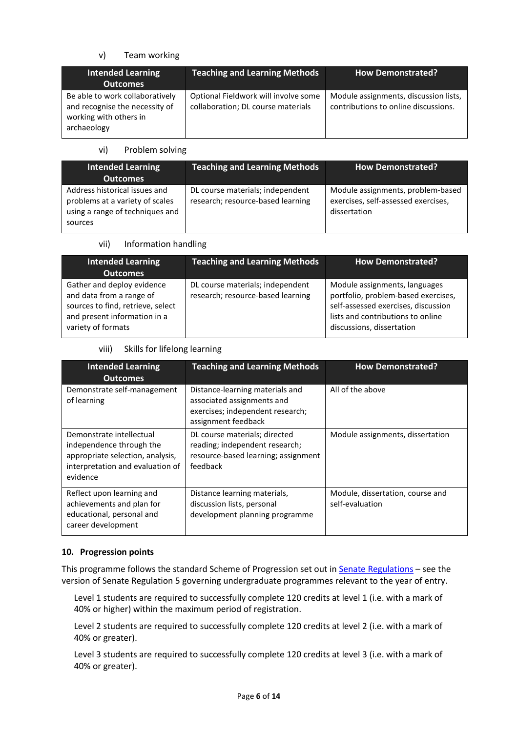v) Team working

| Intended Learning Outcomes | Teaching and Learning Methods | How Demonstrated? |
| --- | --- | --- |
| Be able to work collaboratively and recognise the necessity of working with others in archaeology | Optional Fieldwork will involve some collaboration; DL course materials | Module assignments, discussion lists, contributions to online discussions. |

vi) Problem solving

| Intended Learning Outcomes | Teaching and Learning Methods | How Demonstrated? |
| --- | --- | --- |
| Address historical issues and problems at a variety of scales using a range of techniques and sources | DL course materials; independent research; resource-based learning | Module assignments, problem-based exercises, self-assessed exercises, dissertation |

vii) Information handling

| Intended Learning Outcomes | Teaching and Learning Methods | How Demonstrated? |
| --- | --- | --- |
| Gather and deploy evidence and data from a range of sources to find, retrieve, select and present information in a variety of formats | DL course materials; independent research; resource-based learning | Module assignments, languages portfolio, problem-based exercises, self-assessed exercises, discussion lists and contributions to online discussions, dissertation |

viii) Skills for lifelong learning

| Intended Learning Outcomes | Teaching and Learning Methods | How Demonstrated? |
| --- | --- | --- |
| Demonstrate self-management of learning | Distance-learning materials and associated assignments and exercises; independent research; assignment feedback | All of the above |
| Demonstrate intellectual independence through the appropriate selection, analysis, interpretation and evaluation of evidence | DL course materials; directed reading; independent research; resource-based learning; assignment feedback | Module assignments, dissertation |
| Reflect upon learning and achievements and plan for educational, personal and career development | Distance learning materials, discussion lists, personal development planning programme | Module, dissertation, course and self-evaluation |

**10. Progression points**

This programme follows the standard Scheme of Progression set out in Senate Regulations – see the version of Senate Regulation 5 governing undergraduate programmes relevant to the year of entry.

Level 1 students are required to successfully complete 120 credits at level 1 (i.e. with a mark of 40% or higher) within the maximum period of registration.

Level 2 students are required to successfully complete 120 credits at level 2 (i.e. with a mark of 40% or greater).

Level 3 students are required to successfully complete 120 credits at level 3 (i.e. with a mark of 40% or greater).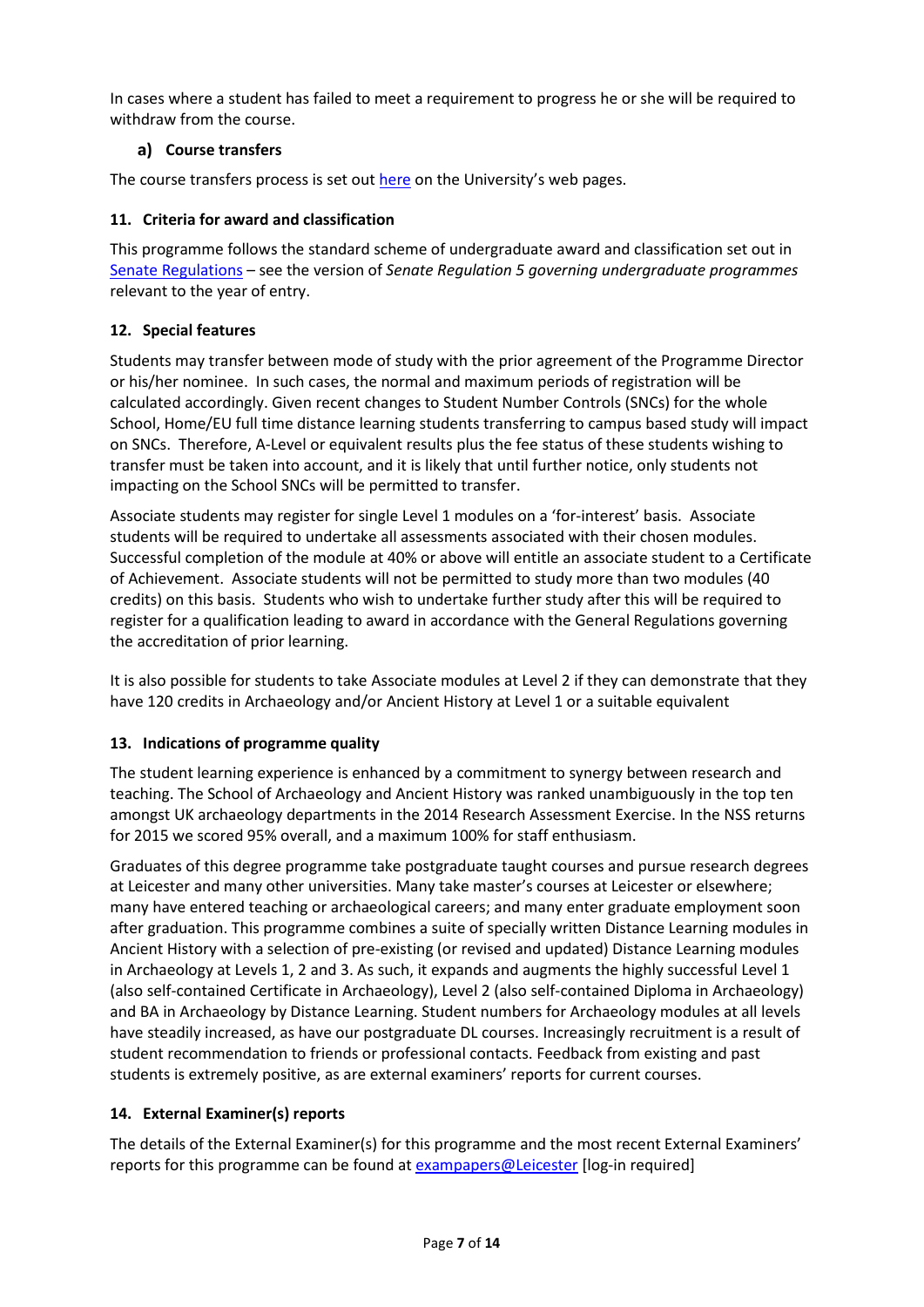In cases where a student has failed to meet a requirement to progress he or she will be required to withdraw from the course.

### a) Course transfers

The course transfers process is set out here on the University's web pages.

## 11. Criteria for award and classification

This programme follows the standard scheme of undergraduate award and classification set out in Senate Regulations – see the version of *Senate Regulation 5 governing undergraduate programmes* relevant to the year of entry.

## 12. Special features

Students may transfer between mode of study with the prior agreement of the Programme Director or his/her nominee. In such cases, the normal and maximum periods of registration will be calculated accordingly. Given recent changes to Student Number Controls (SNCs) for the whole School, Home/EU full time distance learning students transferring to campus based study will impact on SNCs. Therefore, A-Level or equivalent results plus the fee status of these students wishing to transfer must be taken into account, and it is likely that until further notice, only students not impacting on the School SNCs will be permitted to transfer.

Associate students may register for single Level 1 modules on a 'for-interest' basis. Associate students will be required to undertake all assessments associated with their chosen modules. Successful completion of the module at 40% or above will entitle an associate student to a Certificate of Achievement. Associate students will not be permitted to study more than two modules (40 credits) on this basis. Students who wish to undertake further study after this will be required to register for a qualification leading to award in accordance with the General Regulations governing the accreditation of prior learning.

It is also possible for students to take Associate modules at Level 2 if they can demonstrate that they have 120 credits in Archaeology and/or Ancient History at Level 1 or a suitable equivalent

## 13. Indications of programme quality

The student learning experience is enhanced by a commitment to synergy between research and teaching. The School of Archaeology and Ancient History was ranked unambiguously in the top ten amongst UK archaeology departments in the 2014 Research Assessment Exercise. In the NSS returns for 2015 we scored 95% overall, and a maximum 100% for staff enthusiasm.

Graduates of this degree programme take postgraduate taught courses and pursue research degrees at Leicester and many other universities. Many take master's courses at Leicester or elsewhere; many have entered teaching or archaeological careers; and many enter graduate employment soon after graduation. This programme combines a suite of specially written Distance Learning modules in Ancient History with a selection of pre-existing (or revised and updated) Distance Learning modules in Archaeology at Levels 1, 2 and 3. As such, it expands and augments the highly successful Level 1 (also self-contained Certificate in Archaeology), Level 2 (also self-contained Diploma in Archaeology) and BA in Archaeology by Distance Learning. Student numbers for Archaeology modules at all levels have steadily increased, as have our postgraduate DL courses. Increasingly recruitment is a result of student recommendation to friends or professional contacts. Feedback from existing and past students is extremely positive, as are external examiners' reports for current courses.

## 14. External Examiner(s) reports

The details of the External Examiner(s) for this programme and the most recent External Examiners' reports for this programme can be found at exampapers@Leicester [log-in required]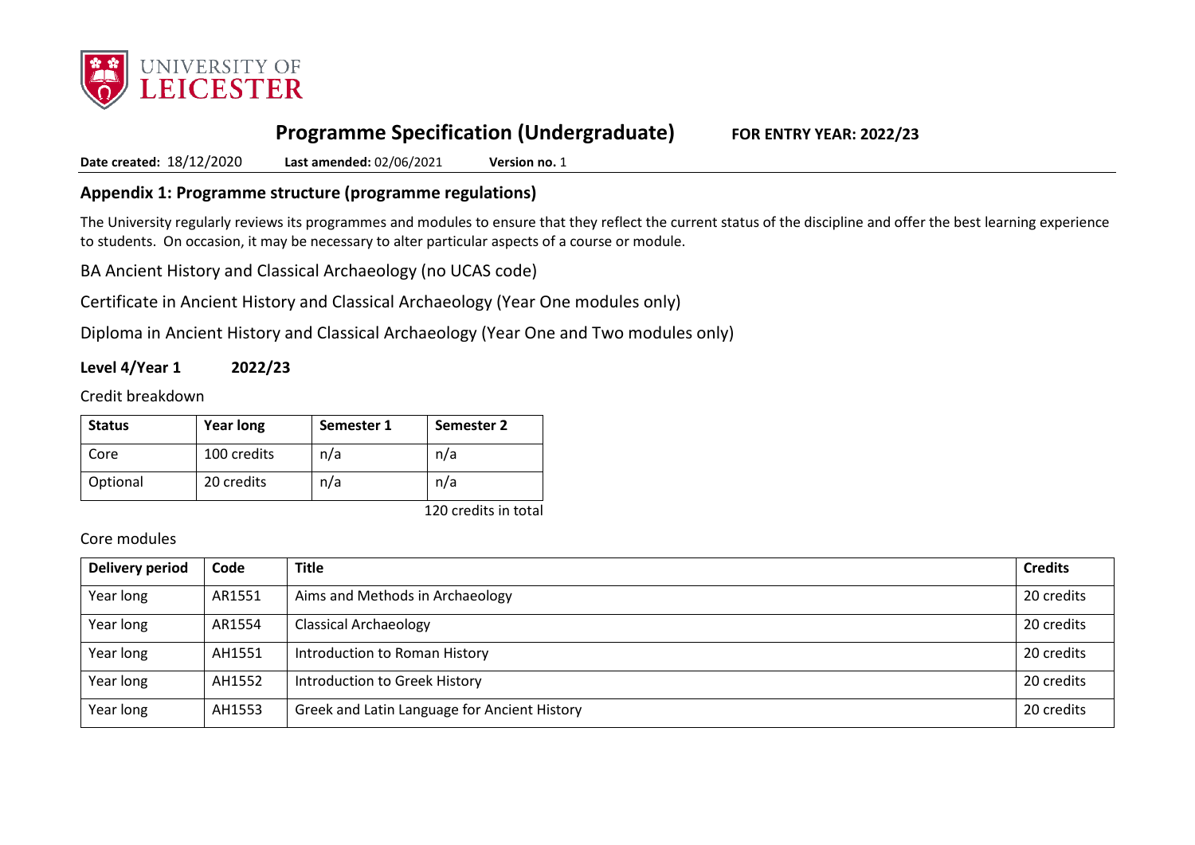# Programme Specification (Undergraduate) FOR ENTRY YEAR: 2022/23

**Date created:** 18/12/2020 **Last amended:** 02/06/2021 **Version no.** 1

## Appendix 1: Programme structure (programme regulations)

The University regularly reviews its programmes and modules to ensure that they reflect the current status of the discipline and offer the best learning experience to students. On occasion, it may be necessary to alter particular aspects of a course or module.

BA Ancient History and Classical Archaeology (no UCAS code)

Certificate in Ancient History and Classical Archaeology (Year One modules only)

Diploma in Ancient History and Classical Archaeology (Year One and Two modules only)

### Level 4/Year 1 2022/23

Credit breakdown

| Status | Year long | Semester 1 | Semester 2 |
|---|---|---|---|
| Core | 100 credits | n/a | n/a |
| Optional | 20 credits | n/a | n/a |

120 credits in total

Core modules

| Delivery period | Code | Title | Credits |
|---|---|---|---|
| Year long | AR1551 | Aims and Methods in Archaeology | 20 credits |
| Year long | AR1554 | Classical Archaeology | 20 credits |
| Year long | AH1551 | Introduction to Roman History | 20 credits |
| Year long | AH1552 | Introduction to Greek History | 20 credits |
| Year long | AH1553 | Greek and Latin Language for Ancient History | 20 credits |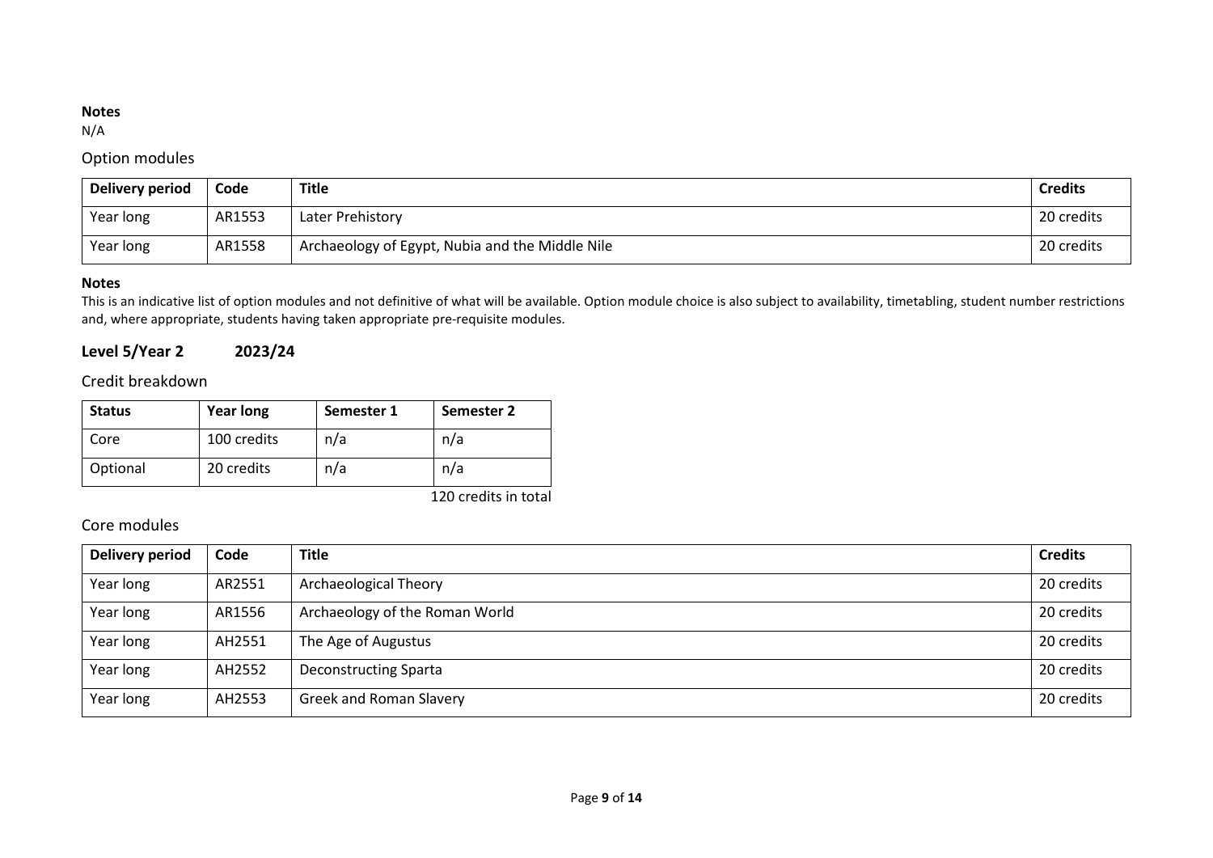**Notes**

N/A

### Option modules

| Delivery period | Code | Title | Credits |
|---|---|---|---|
| Year long | AR1553 | Later Prehistory | 20 credits |
| Year long | AR1558 | Archaeology of Egypt, Nubia and the Middle Nile | 20 credits |

**Notes**

This is an indicative list of option modules and not definitive of what will be available. Option module choice is also subject to availability, timetabling, student number restrictions and, where appropriate, students having taken appropriate pre-requisite modules.

## Level 5/Year 2 2023/24

### Credit breakdown

| Status | Year long | Semester 1 | Semester 2 |
|---|---|---|---|
| Core | 100 credits | n/a | n/a |
| Optional | 20 credits | n/a | n/a |

120 credits in total

### Core modules

| Delivery period | Code | Title | Credits |
|---|---|---|---|
| Year long | AR2551 | Archaeological Theory | 20 credits |
| Year long | AR1556 | Archaeology of the Roman World | 20 credits |
| Year long | AH2551 | The Age of Augustus | 20 credits |
| Year long | AH2552 | Deconstructing Sparta | 20 credits |
| Year long | AH2553 | Greek and Roman Slavery | 20 credits |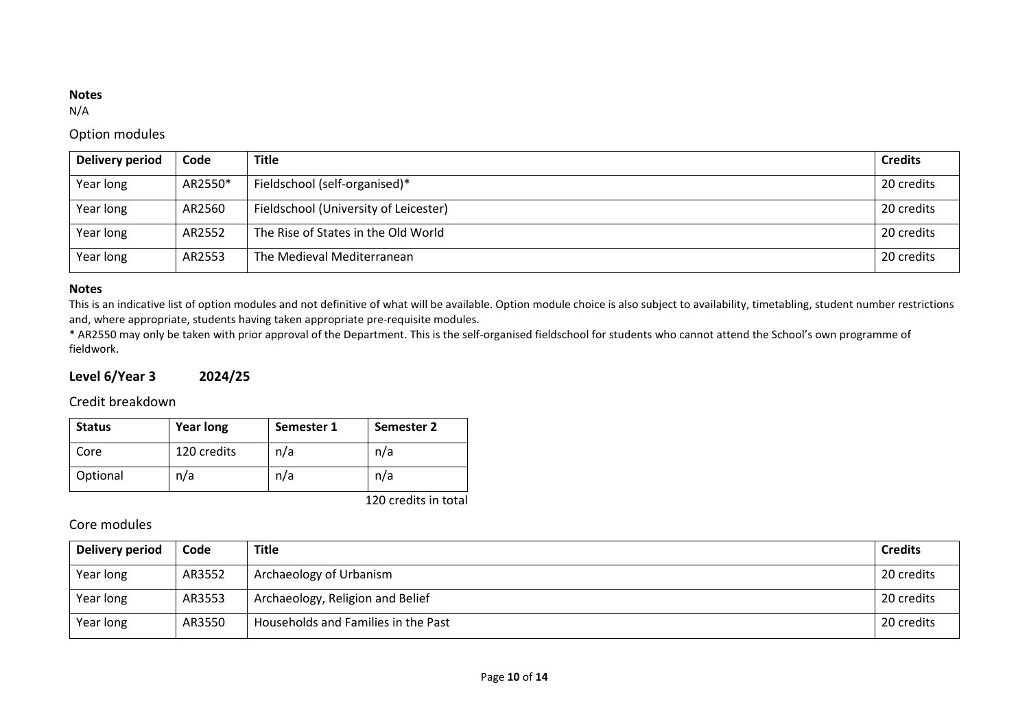**Notes**

N/A

## Option modules

| Delivery period | Code | Title | Credits |
|---|---|---|---|
| Year long | AR2550* | Fieldschool (self-organised)* | 20 credits |
| Year long | AR2560 | Fieldschool (University of Leicester) | 20 credits |
| Year long | AR2552 | The Rise of States in the Old World | 20 credits |
| Year long | AR2553 | The Medieval Mediterranean | 20 credits |

**Notes**

This is an indicative list of option modules and not definitive of what will be available. Option module choice is also subject to availability, timetabling, student number restrictions and, where appropriate, students having taken appropriate pre-requisite modules.

* AR2550 may only be taken with prior approval of the Department. This is the self-organised fieldschool for students who cannot attend the School's own programme of fieldwork.

# Level 6/Year 3 2024/25

## Credit breakdown

| Status | Year long | Semester 1 | Semester 2 |
|---|---|---|---|
| Core | 120 credits | n/a | n/a |
| Optional | n/a | n/a | n/a |

120 credits in total

## Core modules

| Delivery period | Code | Title | Credits |
|---|---|---|---|
| Year long | AR3552 | Archaeology of Urbanism | 20 credits |
| Year long | AR3553 | Archaeology, Religion and Belief | 20 credits |
| Year long | AR3550 | Households and Families in the Past | 20 credits |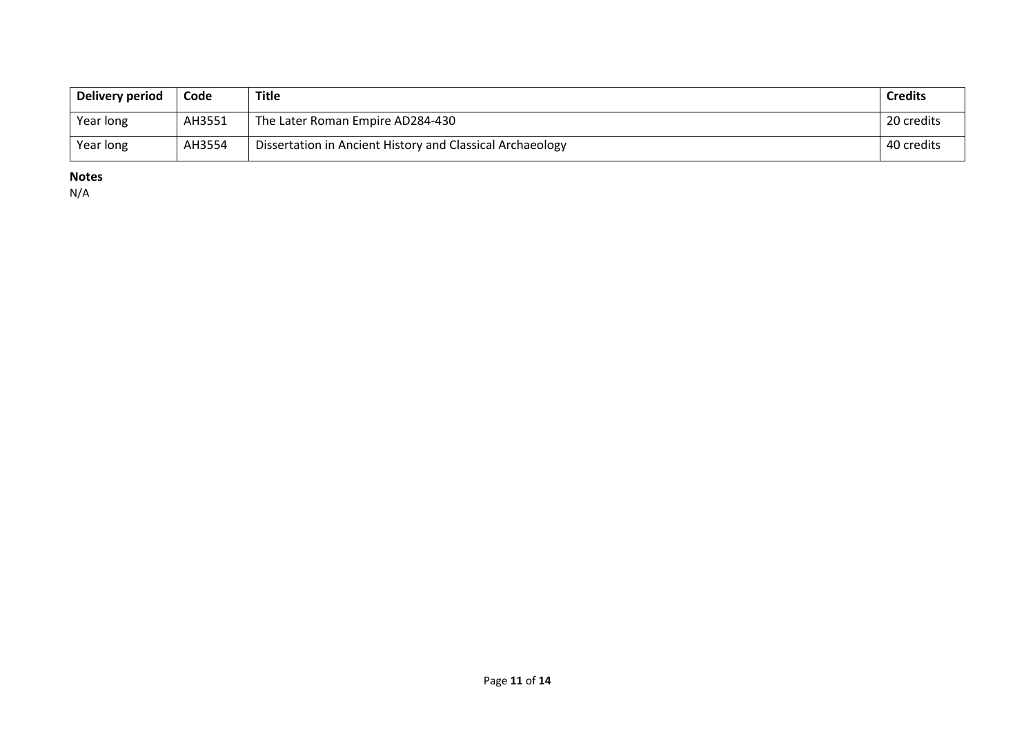| Delivery period | Code | Title | Credits |
|---|---|---|---|
| Year long | AH3551 | The Later Roman Empire AD284-430 | 20 credits |
| Year long | AH3554 | Dissertation in Ancient History and Classical Archaeology | 40 credits |

**Notes**

N/A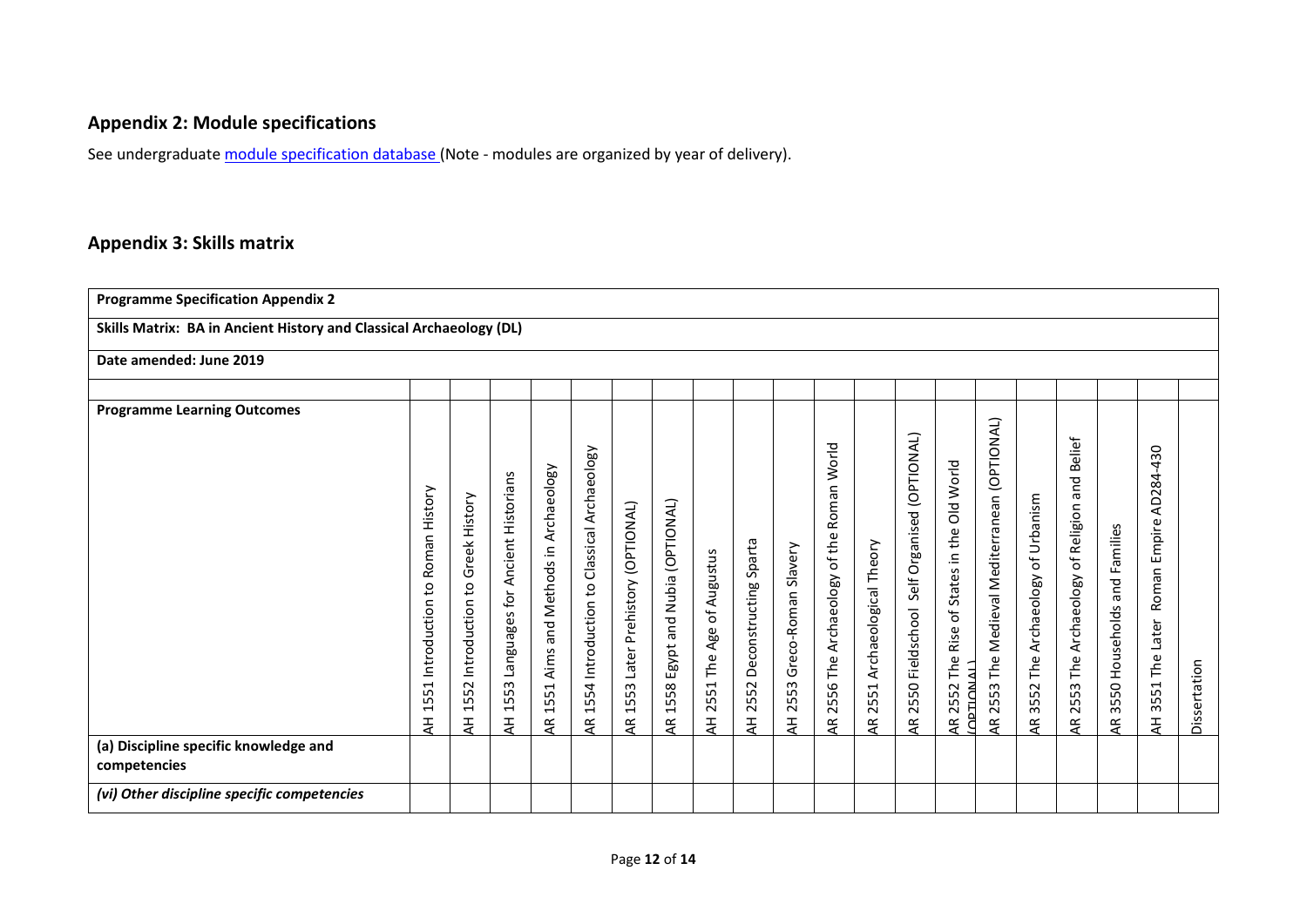## Appendix 2: Module specifications

See undergraduate [module specification database](module specification database) (Note - modules are organized by year of delivery).

## Appendix 3: Skills matrix

| **Programme Specification Appendix 2** | | | | | | | | | | | | | | | | | | | | |
|---|---|---|---|---|---|---|---|---|---|---|---|---|---|---|---|---|---|---|---|---|
| **Skills Matrix: BA in Ancient History and Classical Archaeology (DL)** | | | | | | | | | | | | | | | | | | | | |
| **Date amended: June 2019** | | | | | | | | | | | | | | | | | | | | |
| | | | | | | | | | | | | | | | | | | | | |
| **Programme Learning Outcomes** | AH 1551 Introduction to Roman History | AH 1552 Introduction to Greek History | AH 1553 Languages for Ancient Historians | AR 1551 Aims and Methods in Archaeology | AR 1554 Introduction to Classical Archaeology | AR 1553 Later Prehistory (OPTIONAL) | AR 1558 Egypt and Nubia (OPTIONAL) | AH 2551 The Age of Augustus | AH 2552 Deconstructing Sparta | AH 2553 Greco-Roman Slavery | AR 2556 The Archaeology of the Roman World | AR 2551 Archaeological Theory | AR 2550 Fieldschool Self Organised (OPTIONAL) | AR 2552 The Rise of States in the Old World (OPTIONAL) | AR 2553 The Medieval Mediterranean (OPTIONAL) | AR 3552 The Archaeology of Urbanism | AR 2553 The Archaeology of Religion and Belief | AR 3550 Households and Families | AH 3551 The Later Roman Empire AD284-430 | Dissertation |
| **(a) Discipline specific knowledge and competencies** | | | | | | | | | | | | | | | | | | | | |
| ***(vi) Other discipline specific competencies*** | | | | | | | | | | | | | | | | | | | | |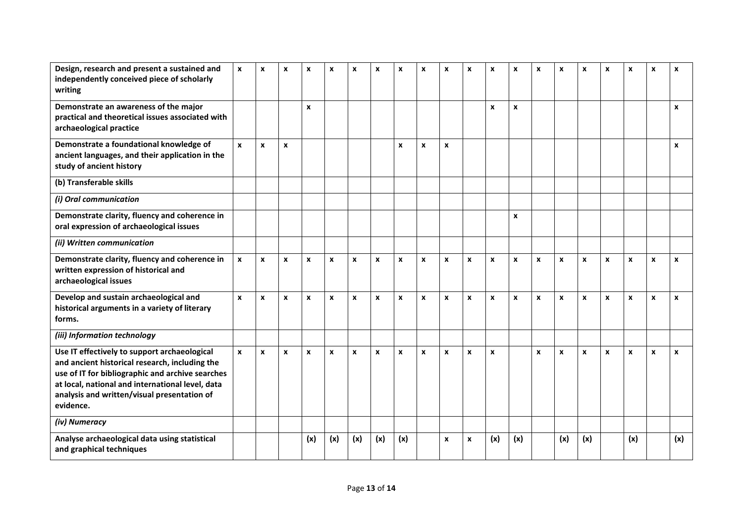| **Design, research and present a sustained and independently conceived piece of scholarly writing** | **x** | **x** | **x** | **x** | **x** | **x** | **x** | **x** | **x** | **x** | **x** | **x** | **x** | **x** | **x** | **x** | **x** | **x** | **x** | **x** |
|---|---|---|---|---|---|---|---|---|---|---|---|---|---|---|---|---|---|---|---|---|
| **Demonstrate an awareness of the major practical and theoretical issues associated with archaeological practice** | | | | **x** | | | | | | | | **x** | **x** | | | | | | | **x** |
| **Demonstrate a foundational knowledge of ancient languages, and their application in the study of ancient history** | **x** | **x** | **x** | | | | | **x** | **x** | **x** | | | | | | | | | | **x** |
| **(b) Transferable skills** | | | | | | | | | | | | | | | | | | | | |
| ***(i) Oral communication*** | | | | | | | | | | | | | | | | | | | | |
| **Demonstrate clarity, fluency and coherence in oral expression of archaeological issues** | | | | | | | | | | | | | **x** | | | | | | | |
| ***(ii) Written communication*** | | | | | | | | | | | | | | | | | | | | |
| **Demonstrate clarity, fluency and coherence in written expression of historical and archaeological issues** | **x** | **x** | **x** | **x** | **x** | **x** | **x** | **x** | **x** | **x** | **x** | **x** | **x** | **x** | **x** | **x** | **x** | **x** | **x** | **x** |
| **Develop and sustain archaeological and historical arguments in a variety of literary forms.** | **x** | **x** | **x** | **x** | **x** | **x** | **x** | **x** | **x** | **x** | **x** | **x** | **x** | **x** | **x** | **x** | **x** | **x** | **x** | **x** |
| ***(iii) Information technology*** | | | | | | | | | | | | | | | | | | | | |
| **Use IT effectively to support archaeological and ancient historical research, including the use of IT for bibliographic and archive searches at local, national and international level, data analysis and written/visual presentation of evidence.** | **x** | **x** | **x** | **x** | **x** | **x** | **x** | **x** | **x** | **x** | **x** | **x** | | **x** | **x** | **x** | **x** | **x** | **x** | **x** |
| ***(iv) Numeracy*** | | | | | | | | | | | | | | | | | | | | |
| **Analyse archaeological data using statistical and graphical techniques** | | | | **(x)** | **(x)** | **(x)** | **(x)** | **(x)** | | **x** | **x** | **(x)** | **(x)** | | **(x)** | **(x)** | | **(x)** | | **(x)** |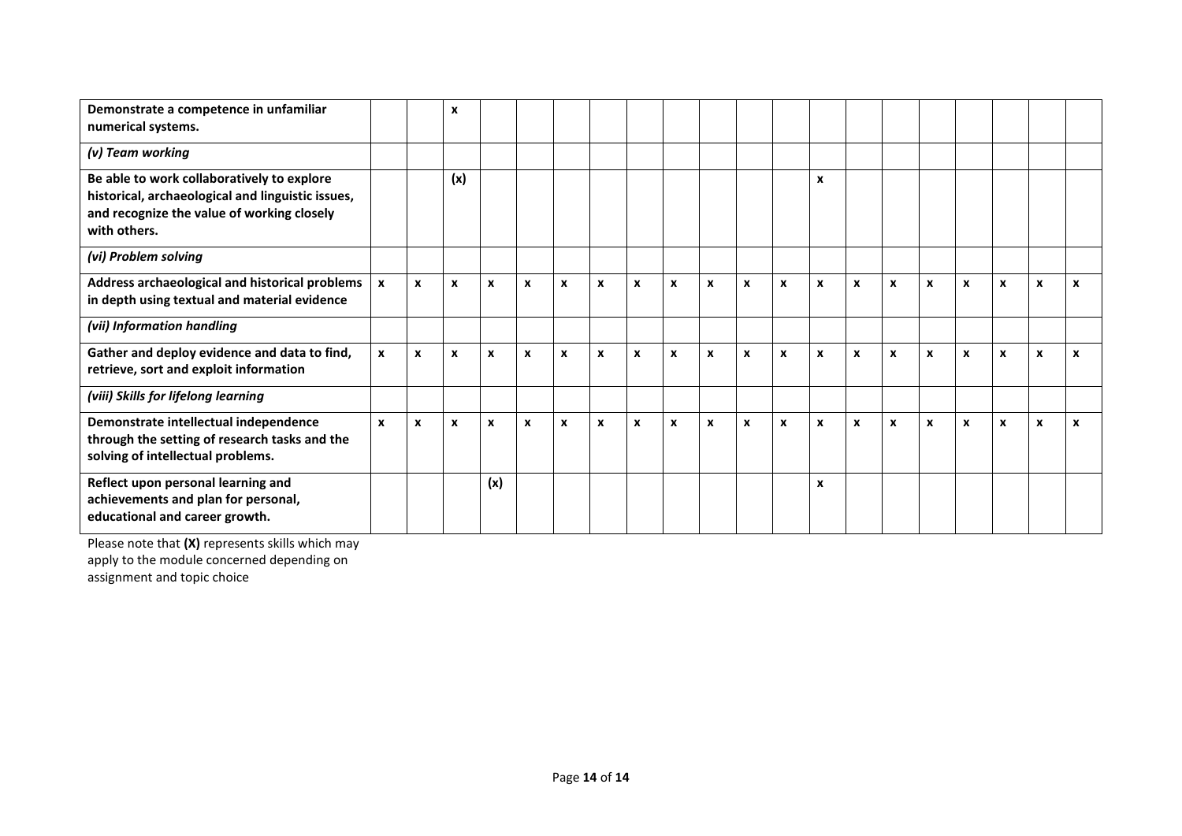| | | | | | | | | | | | | | | | | | | | | |
|---|---|---|---|---|---|---|---|---|---|---|---|---|---|---|---|---|---|---|---|---|
| **Demonstrate a competence in unfamiliar numerical systems.** | | | **x** | | | | | | | | | | | | | | | | | |
| ***(v) Team working*** | | | | | | | | | | | | | | | | | | | | |
| **Be able to work collaboratively to explore historical, archaeological and linguistic issues, and recognize the value of working closely with others.** | | | **(x)** | | | | | | | | | | **x** | | | | | | | |
| ***(vi) Problem solving*** | | | | | | | | | | | | | | | | | | | | |
| **Address archaeological and historical problems in depth using textual and material evidence** | **x** | **x** | **x** | **x** | **x** | **x** | **x** | **x** | **x** | **x** | **x** | **x** | **x** | **x** | **x** | **x** | **x** | **x** | **x** | **x** |
| ***(vii) Information handling*** | | | | | | | | | | | | | | | | | | | | |
| **Gather and deploy evidence and data to find, retrieve, sort and exploit information** | **x** | **x** | **x** | **x** | **x** | **x** | **x** | **x** | **x** | **x** | **x** | **x** | **x** | **x** | **x** | **x** | **x** | **x** | **x** | **x** |
| ***(viii) Skills for lifelong learning*** | | | | | | | | | | | | | | | | | | | | |
| **Demonstrate intellectual independence through the setting of research tasks and the solving of intellectual problems.** | **x** | **x** | **x** | **x** | **x** | **x** | **x** | **x** | **x** | **x** | **x** | **x** | **x** | **x** | **x** | **x** | **x** | **x** | **x** | **x** |
| **Reflect upon personal learning and achievements and plan for personal, educational and career growth.** | | | | **(x)** | | | | | | | | | **x** | | | | | | | |

Please note that **(X)** represents skills which may apply to the module concerned depending on assignment and topic choice